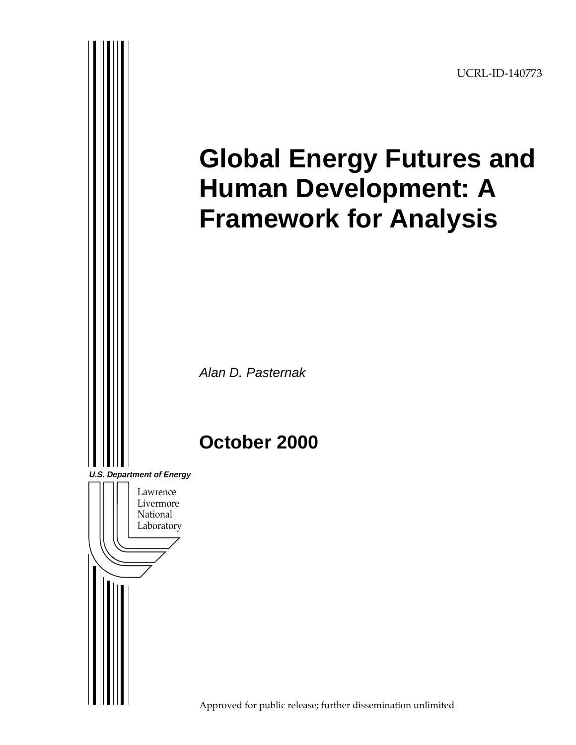UCRL-ID-140773

# Global Energy Futures and Human Development: A Framework for Analysis

*Alan D. Pasternak*

## October 2000

***U.S. Department of Energy***

Lawrence Livermore National Laboratory

Approved for public release; further dissemination unlimited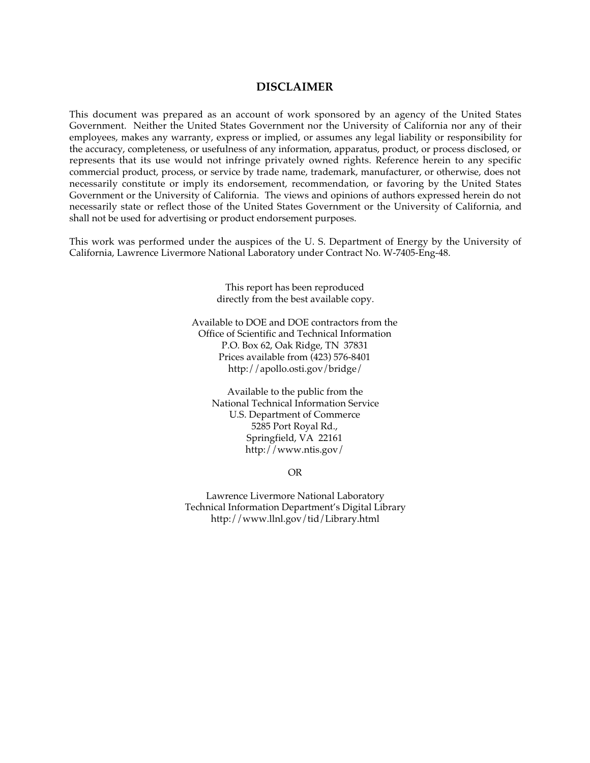## DISCLAIMER

This document was prepared as an account of work sponsored by an agency of the United States Government. Neither the United States Government nor the University of California nor any of their employees, makes any warranty, express or implied, or assumes any legal liability or responsibility for the accuracy, completeness, or usefulness of any information, apparatus, product, or process disclosed, or represents that its use would not infringe privately owned rights. Reference herein to any specific commercial product, process, or service by trade name, trademark, manufacturer, or otherwise, does not necessarily constitute or imply its endorsement, recommendation, or favoring by the United States Government or the University of California. The views and opinions of authors expressed herein do not necessarily state or reflect those of the United States Government or the University of California, and shall not be used for advertising or product endorsement purposes.

This work was performed under the auspices of the U. S. Department of Energy by the University of California, Lawrence Livermore National Laboratory under Contract No. W-7405-Eng-48.

This report has been reproduced
directly from the best available copy.

Available to DOE and DOE contractors from the
Office of Scientific and Technical Information
P.O. Box 62, Oak Ridge, TN 37831
Prices available from (423) 576-8401
http://apollo.osti.gov/bridge/

Available to the public from the
National Technical Information Service
U.S. Department of Commerce
5285 Port Royal Rd.,
Springfield, VA 22161
http://www.ntis.gov/

OR

Lawrence Livermore National Laboratory
Technical Information Department's Digital Library
http://www.llnl.gov/tid/Library.html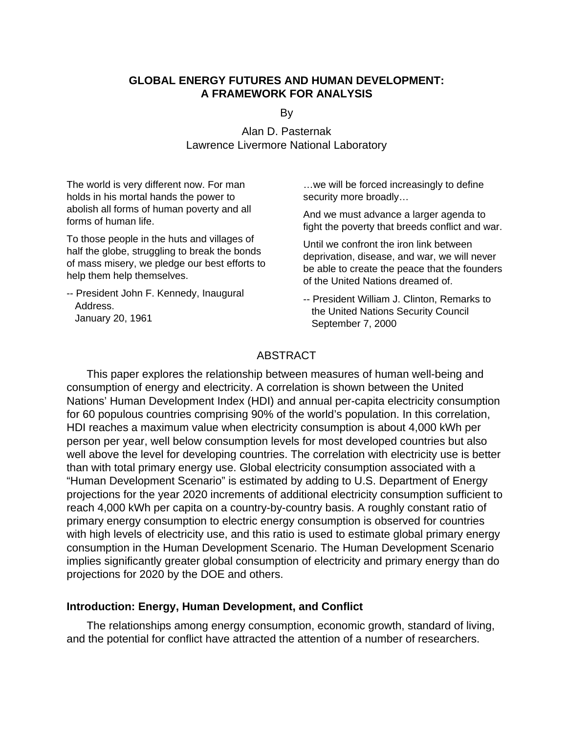# GLOBAL ENERGY FUTURES AND HUMAN DEVELOPMENT: A FRAMEWORK FOR ANALYSIS

By

Alan D. Pasternak
Lawrence Livermore National Laboratory

The world is very different now. For man holds in his mortal hands the power to abolish all forms of human poverty and all forms of human life.

To those people in the huts and villages of half the globe, struggling to break the bonds of mass misery, we pledge our best efforts to help them help themselves.

-- President John F. Kennedy, Inaugural Address.
January 20, 1961

…we will be forced increasingly to define security more broadly…

And we must advance a larger agenda to fight the poverty that breeds conflict and war.

Until we confront the iron link between deprivation, disease, and war, we will never be able to create the peace that the founders of the United Nations dreamed of.

-- President William J. Clinton, Remarks to the United Nations Security Council
September 7, 2000

## ABSTRACT

This paper explores the relationship between measures of human well-being and consumption of energy and electricity. A correlation is shown between the United Nations' Human Development Index (HDI) and annual per-capita electricity consumption for 60 populous countries comprising 90% of the world's population. In this correlation, HDI reaches a maximum value when electricity consumption is about 4,000 kWh per person per year, well below consumption levels for most developed countries but also well above the level for developing countries. The correlation with electricity use is better than with total primary energy use. Global electricity consumption associated with a "Human Development Scenario" is estimated by adding to U.S. Department of Energy projections for the year 2020 increments of additional electricity consumption sufficient to reach 4,000 kWh per capita on a country-by-country basis. A roughly constant ratio of primary energy consumption to electric energy consumption is observed for countries with high levels of electricity use, and this ratio is used to estimate global primary energy consumption in the Human Development Scenario. The Human Development Scenario implies significantly greater global consumption of electricity and primary energy than do projections for 2020 by the DOE and others.

### Introduction: Energy, Human Development, and Conflict

The relationships among energy consumption, economic growth, standard of living, and the potential for conflict have attracted the attention of a number of researchers.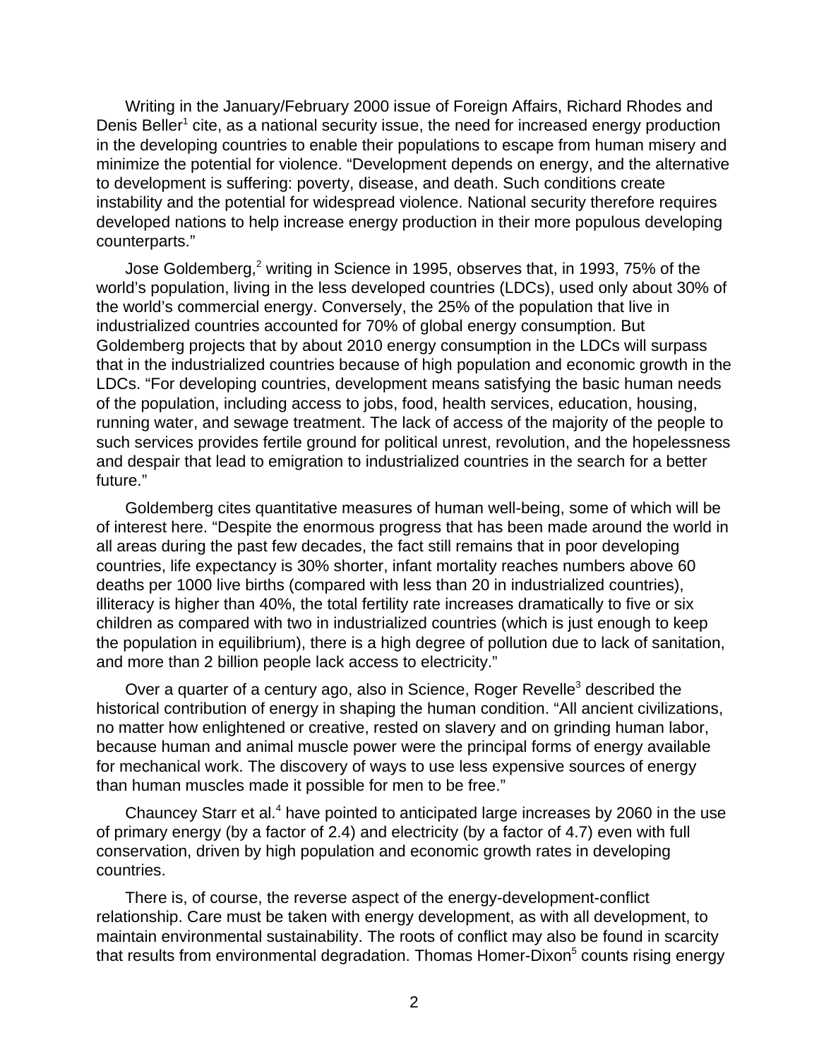Writing in the January/February 2000 issue of Foreign Affairs, Richard Rhodes and Denis Beller[1] cite, as a national security issue, the need for increased energy production in the developing countries to enable their populations to escape from human misery and minimize the potential for violence. “Development depends on energy, and the alternative to development is suffering: poverty, disease, and death. Such conditions create instability and the potential for widespread violence. National security therefore requires developed nations to help increase energy production in their more populous developing counterparts.”

Jose Goldemberg,[2] writing in Science in 1995, observes that, in 1993, 75% of the world’s population, living in the less developed countries (LDCs), used only about 30% of the world’s commercial energy. Conversely, the 25% of the population that live in industrialized countries accounted for 70% of global energy consumption. But Goldemberg projects that by about 2010 energy consumption in the LDCs will surpass that in the industrialized countries because of high population and economic growth in the LDCs. “For developing countries, development means satisfying the basic human needs of the population, including access to jobs, food, health services, education, housing, running water, and sewage treatment. The lack of access of the majority of the people to such services provides fertile ground for political unrest, revolution, and the hopelessness and despair that lead to emigration to industrialized countries in the search for a better future.”

Goldemberg cites quantitative measures of human well-being, some of which will be of interest here. “Despite the enormous progress that has been made around the world in all areas during the past few decades, the fact still remains that in poor developing countries, life expectancy is 30% shorter, infant mortality reaches numbers above 60 deaths per 1000 live births (compared with less than 20 in industrialized countries), illiteracy is higher than 40%, the total fertility rate increases dramatically to five or six children as compared with two in industrialized countries (which is just enough to keep the population in equilibrium), there is a high degree of pollution due to lack of sanitation, and more than 2 billion people lack access to electricity.”

Over a quarter of a century ago, also in Science, Roger Revelle[3] described the historical contribution of energy in shaping the human condition. “All ancient civilizations, no matter how enlightened or creative, rested on slavery and on grinding human labor, because human and animal muscle power were the principal forms of energy available for mechanical work. The discovery of ways to use less expensive sources of energy than human muscles made it possible for men to be free.”

Chauncey Starr et al.[4] have pointed to anticipated large increases by 2060 in the use of primary energy (by a factor of 2.4) and electricity (by a factor of 4.7) even with full conservation, driven by high population and economic growth rates in developing countries.

There is, of course, the reverse aspect of the energy-development-conflict relationship. Care must be taken with energy development, as with all development, to maintain environmental sustainability. The roots of conflict may also be found in scarcity that results from environmental degradation. Thomas Homer-Dixon[5] counts rising energy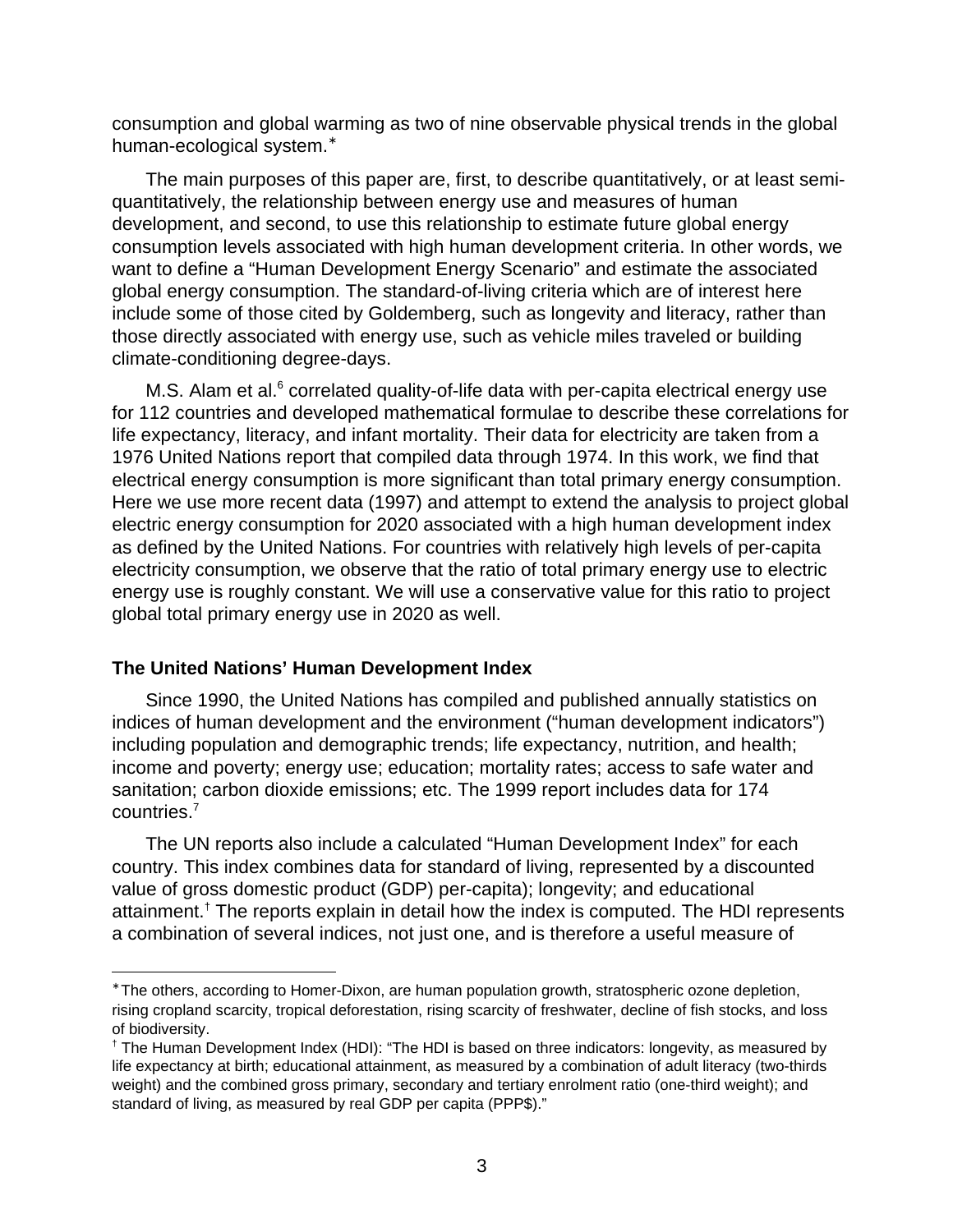consumption and global warming as two of nine observable physical trends in the global human-ecological system.*

The main purposes of this paper are, first, to describe quantitatively, or at least semi-quantitatively, the relationship between energy use and measures of human development, and second, to use this relationship to estimate future global energy consumption levels associated with high human development criteria. In other words, we want to define a "Human Development Energy Scenario" and estimate the associated global energy consumption. The standard-of-living criteria which are of interest here include some of those cited by Goldemberg, such as longevity and literacy, rather than those directly associated with energy use, such as vehicle miles traveled or building climate-conditioning degree-days.

M.S. Alam et al.[6] correlated quality-of-life data with per-capita electrical energy use for 112 countries and developed mathematical formulae to describe these correlations for life expectancy, literacy, and infant mortality. Their data for electricity are taken from a 1976 United Nations report that compiled data through 1974. In this work, we find that electrical energy consumption is more significant than total primary energy consumption. Here we use more recent data (1997) and attempt to extend the analysis to project global electric energy consumption for 2020 associated with a high human development index as defined by the United Nations. For countries with relatively high levels of per-capita electricity consumption, we observe that the ratio of total primary energy use to electric energy use is roughly constant. We will use a conservative value for this ratio to project global total primary energy use in 2020 as well.

### The United Nations' Human Development Index

Since 1990, the United Nations has compiled and published annually statistics on indices of human development and the environment ("human development indicators") including population and demographic trends; life expectancy, nutrition, and health; income and poverty; energy use; education; mortality rates; access to safe water and sanitation; carbon dioxide emissions; etc. The 1999 report includes data for 174 countries.[7]

The UN reports also include a calculated "Human Development Index" for each country. This index combines data for standard of living, represented by a discounted value of gross domestic product (GDP) per-capita); longevity; and educational attainment.† The reports explain in detail how the index is computed. The HDI represents a combination of several indices, not just one, and is therefore a useful measure of

---

* The others, according to Homer-Dixon, are human population growth, stratospheric ozone depletion, rising cropland scarcity, tropical deforestation, rising scarcity of freshwater, decline of fish stocks, and loss of biodiversity.

† The Human Development Index (HDI): "The HDI is based on three indicators: longevity, as measured by life expectancy at birth; educational attainment, as measured by a combination of adult literacy (two-thirds weight) and the combined gross primary, secondary and tertiary enrolment ratio (one-third weight); and standard of living, as measured by real GDP per capita (PPP$)."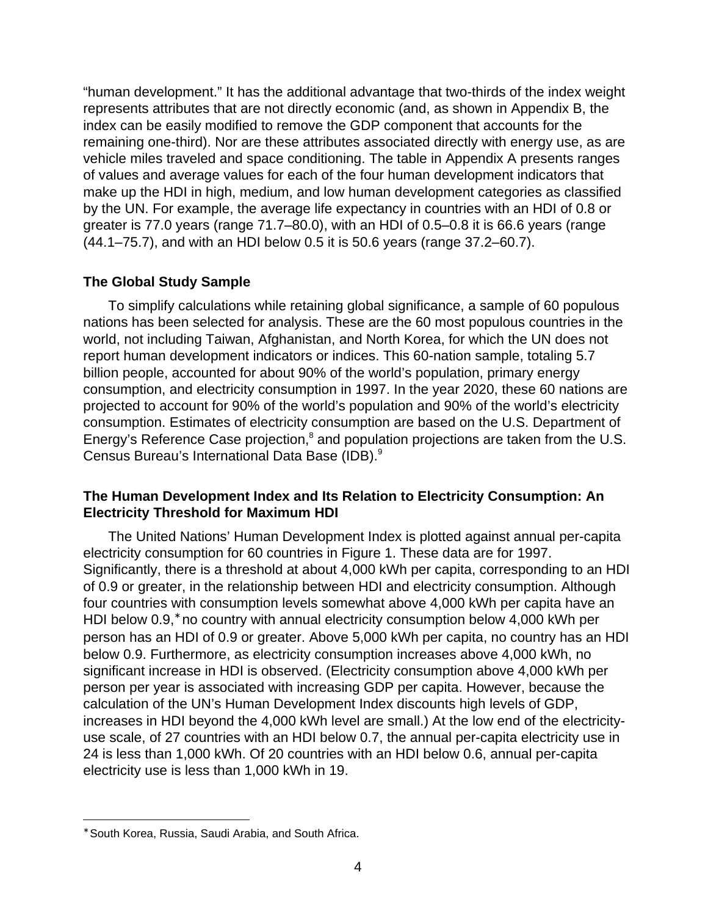"human development." It has the additional advantage that two-thirds of the index weight represents attributes that are not directly economic (and, as shown in Appendix B, the index can be easily modified to remove the GDP component that accounts for the remaining one-third). Nor are these attributes associated directly with energy use, as are vehicle miles traveled and space conditioning. The table in Appendix A presents ranges of values and average values for each of the four human development indicators that make up the HDI in high, medium, and low human development categories as classified by the UN. For example, the average life expectancy in countries with an HDI of 0.8 or greater is 77.0 years (range 71.7–80.0), with an HDI of 0.5–0.8 it is 66.6 years (range (44.1–75.7), and with an HDI below 0.5 it is 50.6 years (range 37.2–60.7).

### The Global Study Sample

To simplify calculations while retaining global significance, a sample of 60 populous nations has been selected for analysis. These are the 60 most populous countries in the world, not including Taiwan, Afghanistan, and North Korea, for which the UN does not report human development indicators or indices. This 60-nation sample, totaling 5.7 billion people, accounted for about 90% of the world's population, primary energy consumption, and electricity consumption in 1997. In the year 2020, these 60 nations are projected to account for 90% of the world's population and 90% of the world's electricity consumption. Estimates of electricity consumption are based on the U.S. Department of Energy's Reference Case projection,[8] and population projections are taken from the U.S. Census Bureau's International Data Base (IDB).[9]

### The Human Development Index and Its Relation to Electricity Consumption: An Electricity Threshold for Maximum HDI

The United Nations' Human Development Index is plotted against annual per-capita electricity consumption for 60 countries in Figure 1. These data are for 1997. Significantly, there is a threshold at about 4,000 kWh per capita, corresponding to an HDI of 0.9 or greater, in the relationship between HDI and electricity consumption. Although four countries with consumption levels somewhat above 4,000 kWh per capita have an HDI below 0.9,[*] no country with annual electricity consumption below 4,000 kWh per person has an HDI of 0.9 or greater. Above 5,000 kWh per capita, no country has an HDI below 0.9. Furthermore, as electricity consumption increases above 4,000 kWh, no significant increase in HDI is observed. (Electricity consumption above 4,000 kWh per person per year is associated with increasing GDP per capita. However, because the calculation of the UN's Human Development Index discounts high levels of GDP, increases in HDI beyond the 4,000 kWh level are small.) At the low end of the electricity-use scale, of 27 countries with an HDI below 0.7, the annual per-capita electricity use in 24 is less than 1,000 kWh. Of 20 countries with an HDI below 0.6, annual per-capita electricity use is less than 1,000 kWh in 19.

---

[*] South Korea, Russia, Saudi Arabia, and South Africa.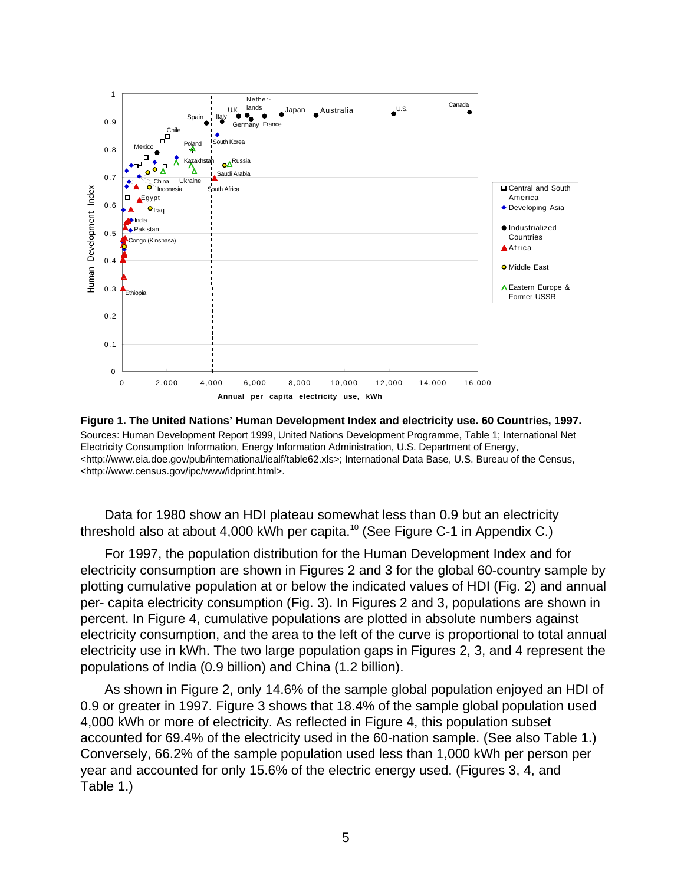**Figure 1. The United Nations' Human Development Index and electricity use. 60 Countries, 1997.**
Sources: Human Development Report 1999, United Nations Development Programme, Table 1; International Net Electricity Consumption Information, Energy Information Administration, U.S. Department of Energy, <http://www.eia.doe.gov/pub/international/iealf/table62.xls>; International Data Base, U.S. Bureau of the Census, <http://www.census.gov/ipc/www/idprint.html>.

Data for 1980 show an HDI plateau somewhat less than 0.9 but an electricity threshold also at about 4,000 kWh per capita.[10] (See Figure C-1 in Appendix C.)

For 1997, the population distribution for the Human Development Index and for electricity consumption are shown in Figures 2 and 3 for the global 60-country sample by plotting cumulative population at or below the indicated values of HDI (Fig. 2) and annual per- capita electricity consumption (Fig. 3). In Figures 2 and 3, populations are shown in percent. In Figure 4, cumulative populations are plotted in absolute numbers against electricity consumption, and the area to the left of the curve is proportional to total annual electricity use in kWh. The two large population gaps in Figures 2, 3, and 4 represent the populations of India (0.9 billion) and China (1.2 billion).

As shown in Figure 2, only 14.6% of the sample global population enjoyed an HDI of 0.9 or greater in 1997. Figure 3 shows that 18.4% of the sample global population used 4,000 kWh or more of electricity. As reflected in Figure 4, this population subset accounted for 69.4% of the electricity used in the 60-nation sample. (See also Table 1.) Conversely, 66.2% of the sample population used less than 1,000 kWh per person per year and accounted for only 15.6% of the electric energy used. (Figures 3, 4, and Table 1.)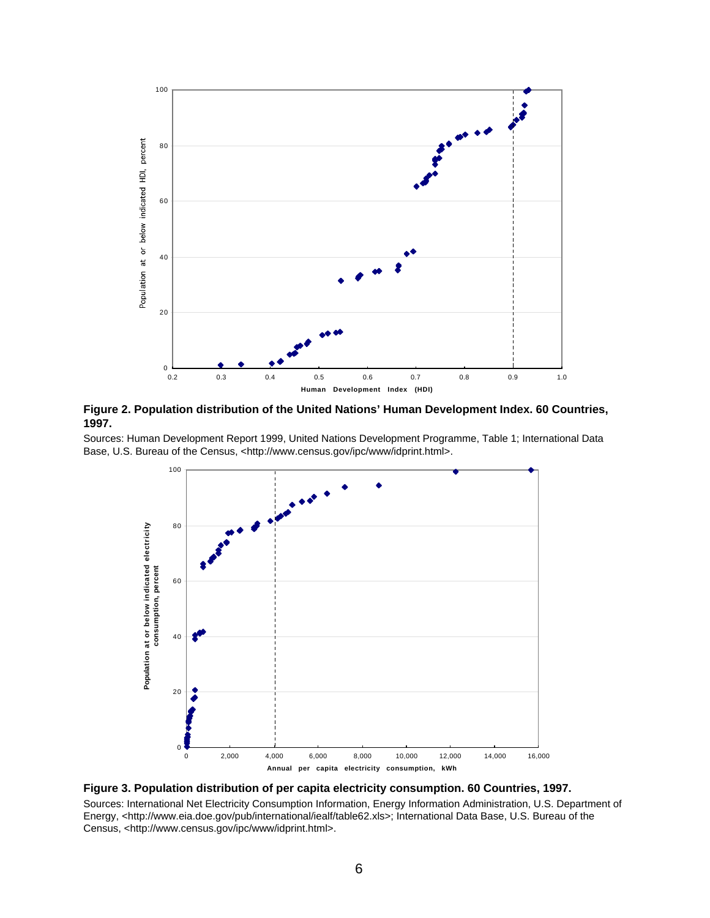**Figure 2. Population distribution of the United Nations' Human Development Index. 60 Countries, 1997.**

Sources: Human Development Report 1999, United Nations Development Programme, Table 1; International Data Base, U.S. Bureau of the Census, <http://www.census.gov/ipc/www/idprint.html>.

**Figure 3. Population distribution of per capita electricity consumption. 60 Countries, 1997.**

Sources: International Net Electricity Consumption Information, Energy Information Administration, U.S. Department of Energy, <http://www.eia.doe.gov/pub/international/iealf/table62.xls>; International Data Base, U.S. Bureau of the Census, <http://www.census.gov/ipc/www/idprint.html>.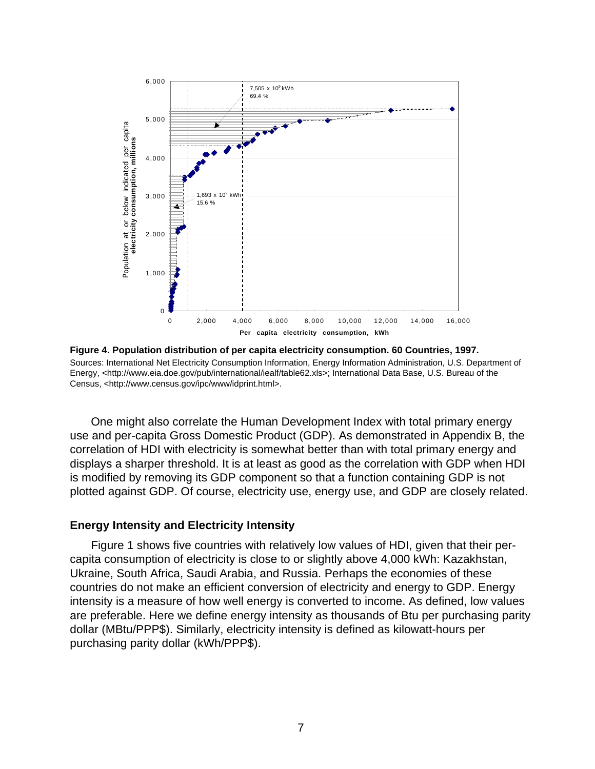**Figure 4. Population distribution of per capita electricity consumption. 60 Countries, 1997.**

Sources: International Net Electricity Consumption Information, Energy Information Administration, U.S. Department of Energy, <http://www.eia.doe.gov/pub/international/iealf/table62.xls>; International Data Base, U.S. Bureau of the Census, <http://www.census.gov/ipc/www/idprint.html>.

One might also correlate the Human Development Index with total primary energy use and per-capita Gross Domestic Product (GDP). As demonstrated in Appendix B, the correlation of HDI with electricity is somewhat better than with total primary energy and displays a sharper threshold. It is at least as good as the correlation with GDP when HDI is modified by removing its GDP component so that a function containing GDP is not plotted against GDP. Of course, electricity use, energy use, and GDP are closely related.

### Energy Intensity and Electricity Intensity

Figure 1 shows five countries with relatively low values of HDI, given that their per-capita consumption of electricity is close to or slightly above 4,000 kWh: Kazakhstan, Ukraine, South Africa, Saudi Arabia, and Russia. Perhaps the economies of these countries do not make an efficient conversion of electricity and energy to GDP. Energy intensity is a measure of how well energy is converted to income. As defined, low values are preferable. Here we define energy intensity as thousands of Btu per purchasing parity dollar (MBtu/PPP$). Similarly, electricity intensity is defined as kilowatt-hours per purchasing parity dollar (kWh/PPP$).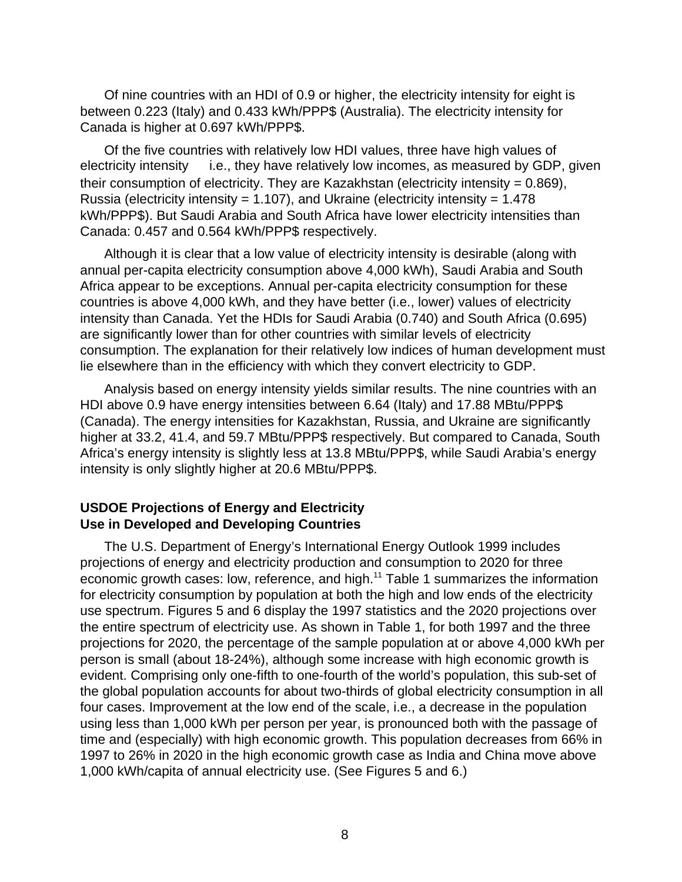Of nine countries with an HDI of 0.9 or higher, the electricity intensity for eight is between 0.223 (Italy) and 0.433 kWh/PPP$ (Australia). The electricity intensity for Canada is higher at 0.697 kWh/PPP$.

Of the five countries with relatively low HDI values, three have high values of electricity intensity — i.e., they have relatively low incomes, as measured by GDP, given their consumption of electricity. They are Kazakhstan (electricity intensity = 0.869), Russia (electricity intensity = 1.107), and Ukraine (electricity intensity = 1.478 kWh/PPP$). But Saudi Arabia and South Africa have lower electricity intensities than Canada: 0.457 and 0.564 kWh/PPP$ respectively.

Although it is clear that a low value of electricity intensity is desirable (along with annual per-capita electricity consumption above 4,000 kWh), Saudi Arabia and South Africa appear to be exceptions. Annual per-capita electricity consumption for these countries is above 4,000 kWh, and they have better (i.e., lower) values of electricity intensity than Canada. Yet the HDIs for Saudi Arabia (0.740) and South Africa (0.695) are significantly lower than for other countries with similar levels of electricity consumption. The explanation for their relatively low indices of human development must lie elsewhere than in the efficiency with which they convert electricity to GDP.

Analysis based on energy intensity yields similar results. The nine countries with an HDI above 0.9 have energy intensities between 6.64 (Italy) and 17.88 MBtu/PPP$ (Canada). The energy intensities for Kazakhstan, Russia, and Ukraine are significantly higher at 33.2, 41.4, and 59.7 MBtu/PPP$ respectively. But compared to Canada, South Africa's energy intensity is slightly less at 13.8 MBtu/PPP$, while Saudi Arabia's energy intensity is only slightly higher at 20.6 MBtu/PPP$.

## USDOE Projections of Energy and Electricity Use in Developed and Developing Countries

The U.S. Department of Energy's International Energy Outlook 1999 includes projections of energy and electricity production and consumption to 2020 for three economic growth cases: low, reference, and high.[11] Table 1 summarizes the information for electricity consumption by population at both the high and low ends of the electricity use spectrum. Figures 5 and 6 display the 1997 statistics and the 2020 projections over the entire spectrum of electricity use. As shown in Table 1, for both 1997 and the three projections for 2020, the percentage of the sample population at or above 4,000 kWh per person is small (about 18-24%), although some increase with high economic growth is evident. Comprising only one-fifth to one-fourth of the world's population, this sub-set of the global population accounts for about two-thirds of global electricity consumption in all four cases. Improvement at the low end of the scale, i.e., a decrease in the population using less than 1,000 kWh per person per year, is pronounced both with the passage of time and (especially) with high economic growth. This population decreases from 66% in 1997 to 26% in 2020 in the high economic growth case as India and China move above 1,000 kWh/capita of annual electricity use. (See Figures 5 and 6.)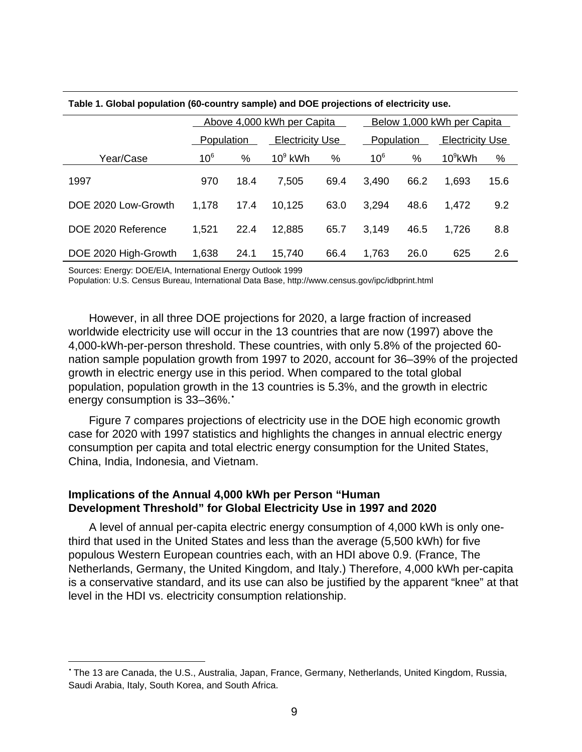**Table 1. Global population (60-country sample) and DOE projections of electricity use.**

| | Above 4,000 kWh per Capita | | | | Below 1,000 kWh per Capita | | | |
|---|---|---|---|---|---|---|---|---|
| | Population | | Electricity Use | | Population | | Electricity Use | |
| Year/Case | $10^6$ | % | $10^9$ kWh | % | $10^6$ | % | $10^9$kWh | % |
| 1997 | 970 | 18.4 | 7,505 | 69.4 | 3,490 | 66.2 | 1,693 | 15.6 |
| DOE 2020 Low-Growth | 1,178 | 17.4 | 10,125 | 63.0 | 3,294 | 48.6 | 1,472 | 9.2 |
| DOE 2020 Reference | 1,521 | 22.4 | 12,885 | 65.7 | 3,149 | 46.5 | 1,726 | 8.8 |
| DOE 2020 High-Growth | 1,638 | 24.1 | 15,740 | 66.4 | 1,763 | 26.0 | 625 | 2.6 |

Sources: Energy: DOE/EIA, International Energy Outlook 1999
Population: U.S. Census Bureau, International Data Base, http://www.census.gov/ipc/idbprint.html

However, in all three DOE projections for 2020, a large fraction of increased worldwide electricity use will occur in the 13 countries that are now (1997) above the 4,000-kWh-per-person threshold. These countries, with only 5.8% of the projected 60-nation sample population growth from 1997 to 2020, account for 36–39% of the projected growth in electric energy use in this period. When compared to the total global population, population growth in the 13 countries is 5.3%, and the growth in electric energy consumption is 33–36%.[•]

Figure 7 compares projections of electricity use in the DOE high economic growth case for 2020 with 1997 statistics and highlights the changes in annual electric energy consumption per capita and total electric energy consumption for the United States, China, India, Indonesia, and Vietnam.

### Implications of the Annual 4,000 kWh per Person "Human Development Threshold" for Global Electricity Use in 1997 and 2020

A level of annual per-capita electric energy consumption of 4,000 kWh is only one-third that used in the United States and less than the average (5,500 kWh) for five populous Western European countries each, with an HDI above 0.9. (France, The Netherlands, Germany, the United Kingdom, and Italy.) Therefore, 4,000 kWh per-capita is a conservative standard, and its use can also be justified by the apparent "knee" at that level in the HDI vs. electricity consumption relationship.

[•] The 13 are Canada, the U.S., Australia, Japan, France, Germany, Netherlands, United Kingdom, Russia, Saudi Arabia, Italy, South Korea, and South Africa.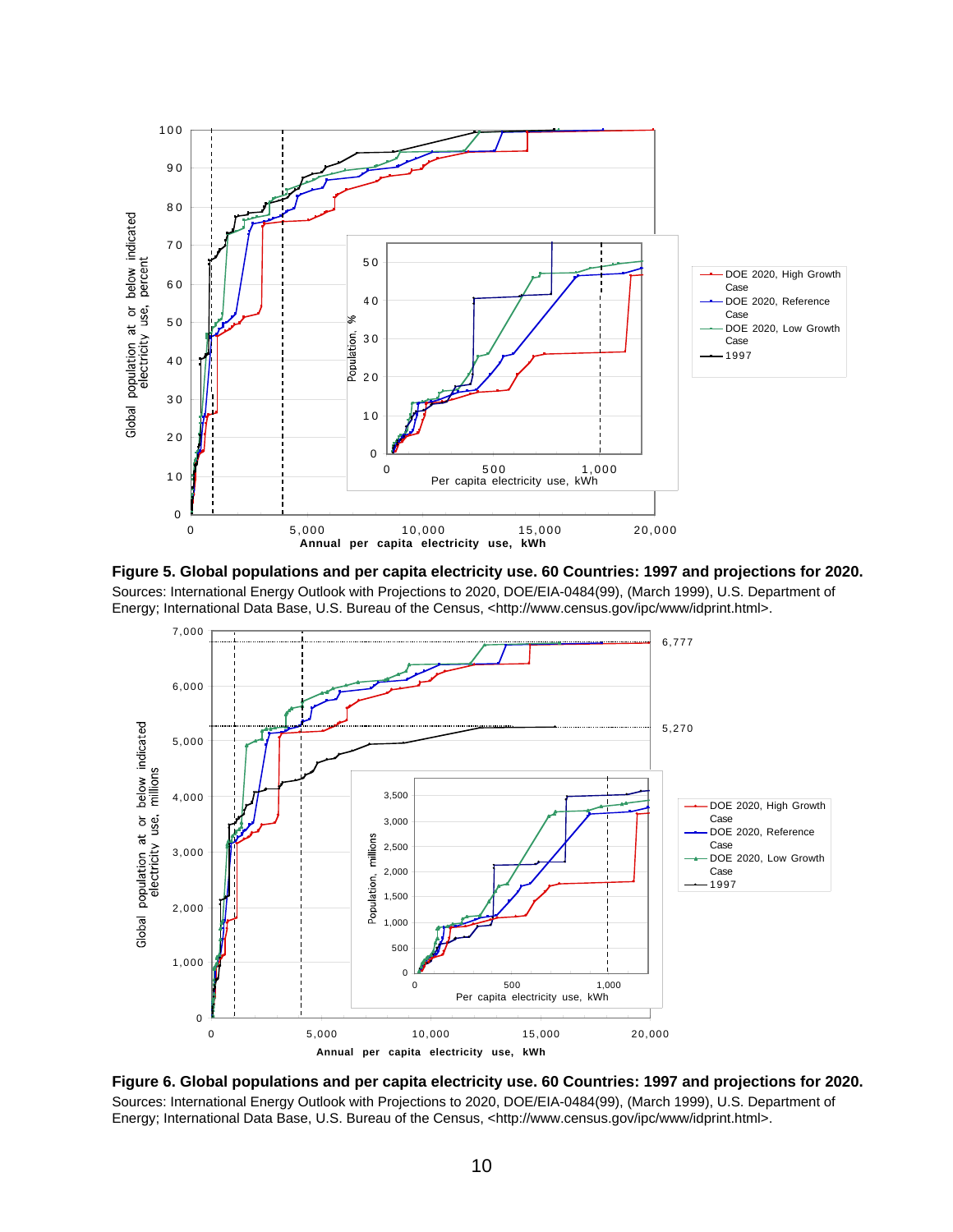**Figure 5. Global populations and per capita electricity use. 60 Countries: 1997 and projections for 2020.**
Sources: International Energy Outlook with Projections to 2020, DOE/EIA-0484(99), (March 1999), U.S. Department of Energy; International Data Base, U.S. Bureau of the Census, <http://www.census.gov/ipc/www/idprint.html>.

**Figure 6. Global populations and per capita electricity use. 60 Countries: 1997 and projections for 2020.**
Sources: International Energy Outlook with Projections to 2020, DOE/EIA-0484(99), (March 1999), U.S. Department of Energy; International Data Base, U.S. Bureau of the Census, <http://www.census.gov/ipc/www/idprint.html>.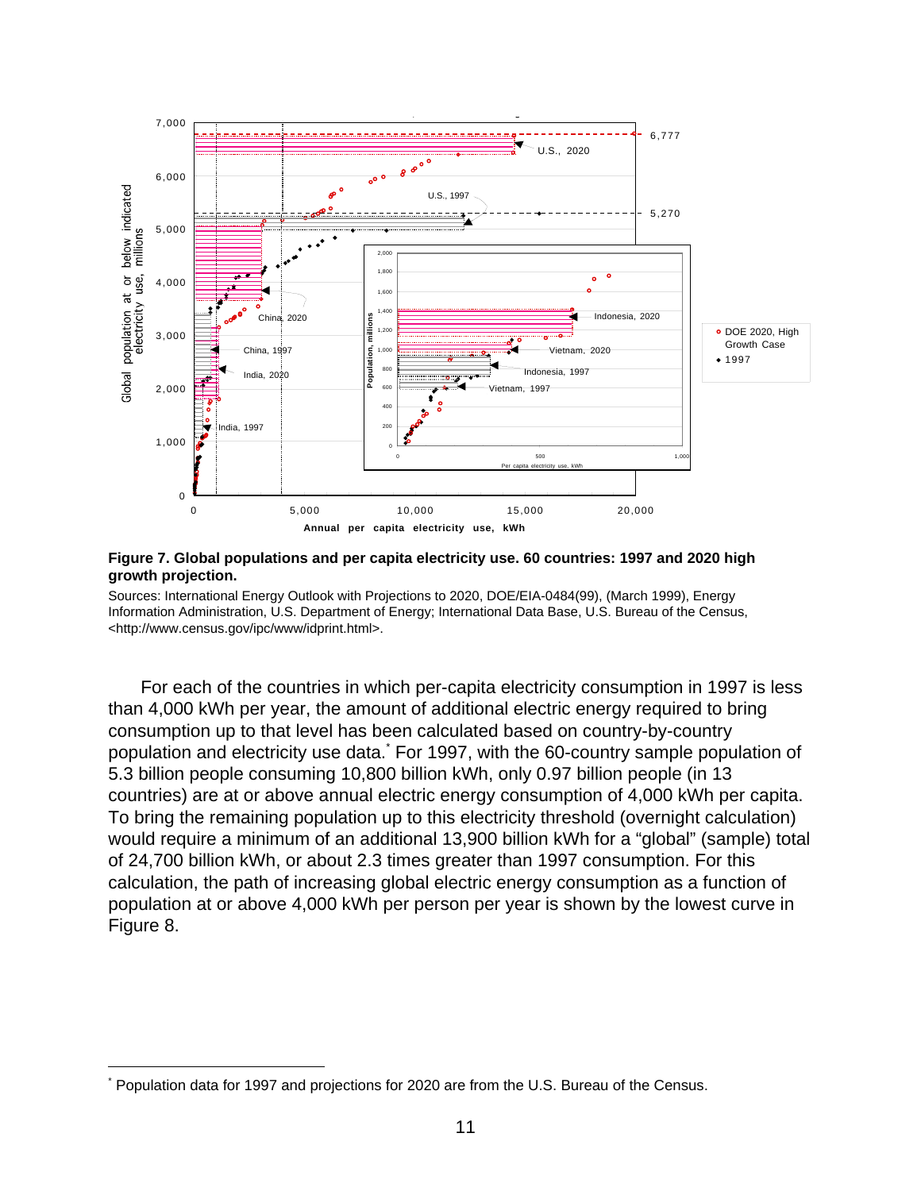**Figure 7. Global populations and per capita electricity use. 60 countries: 1997 and 2020 high growth projection.**

Sources: International Energy Outlook with Projections to 2020, DOE/EIA-0484(99), (March 1999), Energy Information Administration, U.S. Department of Energy; International Data Base, U.S. Bureau of the Census, <http://www.census.gov/ipc/www/idprint.html>.

For each of the countries in which per-capita electricity consumption in 1997 is less than 4,000 kWh per year, the amount of additional electric energy required to bring consumption up to that level has been calculated based on country-by-country population and electricity use data.* For 1997, with the 60-country sample population of 5.3 billion people consuming 10,800 billion kWh, only 0.97 billion people (in 13 countries) are at or above annual electric energy consumption of 4,000 kWh per capita. To bring the remaining population up to this electricity threshold (overnight calculation) would require a minimum of an additional 13,900 billion kWh for a "global" (sample) total of 24,700 billion kWh, or about 2.3 times greater than 1997 consumption. For this calculation, the path of increasing global electric energy consumption as a function of population at or above 4,000 kWh per person per year is shown by the lowest curve in Figure 8.

* Population data for 1997 and projections for 2020 are from the U.S. Bureau of the Census.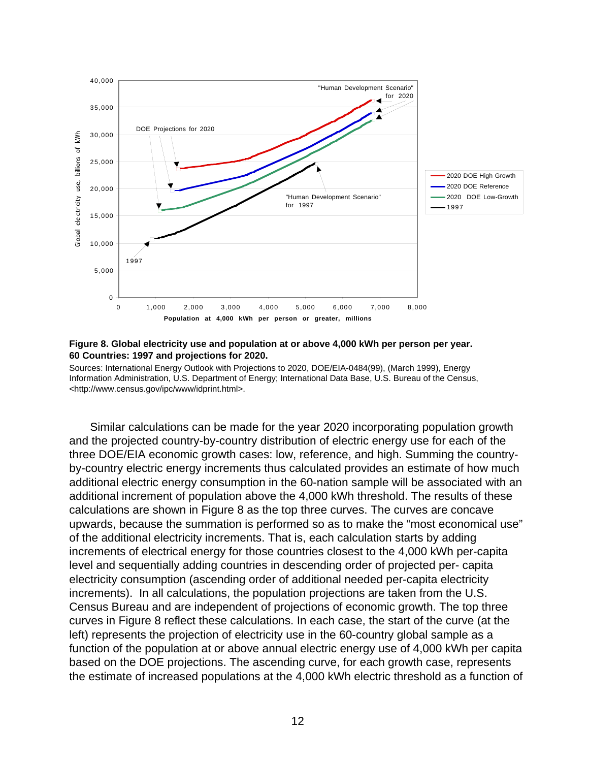**Figure 8. Global electricity use and population at or above 4,000 kWh per person per year. 60 Countries: 1997 and projections for 2020.**

Sources: International Energy Outlook with Projections to 2020, DOE/EIA-0484(99), (March 1999), Energy Information Administration, U.S. Department of Energy; International Data Base, U.S. Bureau of the Census, <http://www.census.gov/ipc/www/idprint.html>.

Similar calculations can be made for the year 2020 incorporating population growth and the projected country-by-country distribution of electric energy use for each of the three DOE/EIA economic growth cases: low, reference, and high. Summing the country-by-country electric energy increments thus calculated provides an estimate of how much additional electric energy consumption in the 60-nation sample will be associated with an additional increment of population above the 4,000 kWh threshold. The results of these calculations are shown in Figure 8 as the top three curves. The curves are concave upwards, because the summation is performed so as to make the "most economical use" of the additional electricity increments. That is, each calculation starts by adding increments of electrical energy for those countries closest to the 4,000 kWh per-capita level and sequentially adding countries in descending order of projected per- capita electricity consumption (ascending order of additional needed per-capita electricity increments). In all calculations, the population projections are taken from the U.S. Census Bureau and are independent of projections of economic growth. The top three curves in Figure 8 reflect these calculations. In each case, the start of the curve (at the left) represents the projection of electricity use in the 60-country global sample as a function of the population at or above annual electric energy use of 4,000 kWh per capita based on the DOE projections. The ascending curve, for each growth case, represents the estimate of increased populations at the 4,000 kWh electric threshold as a function of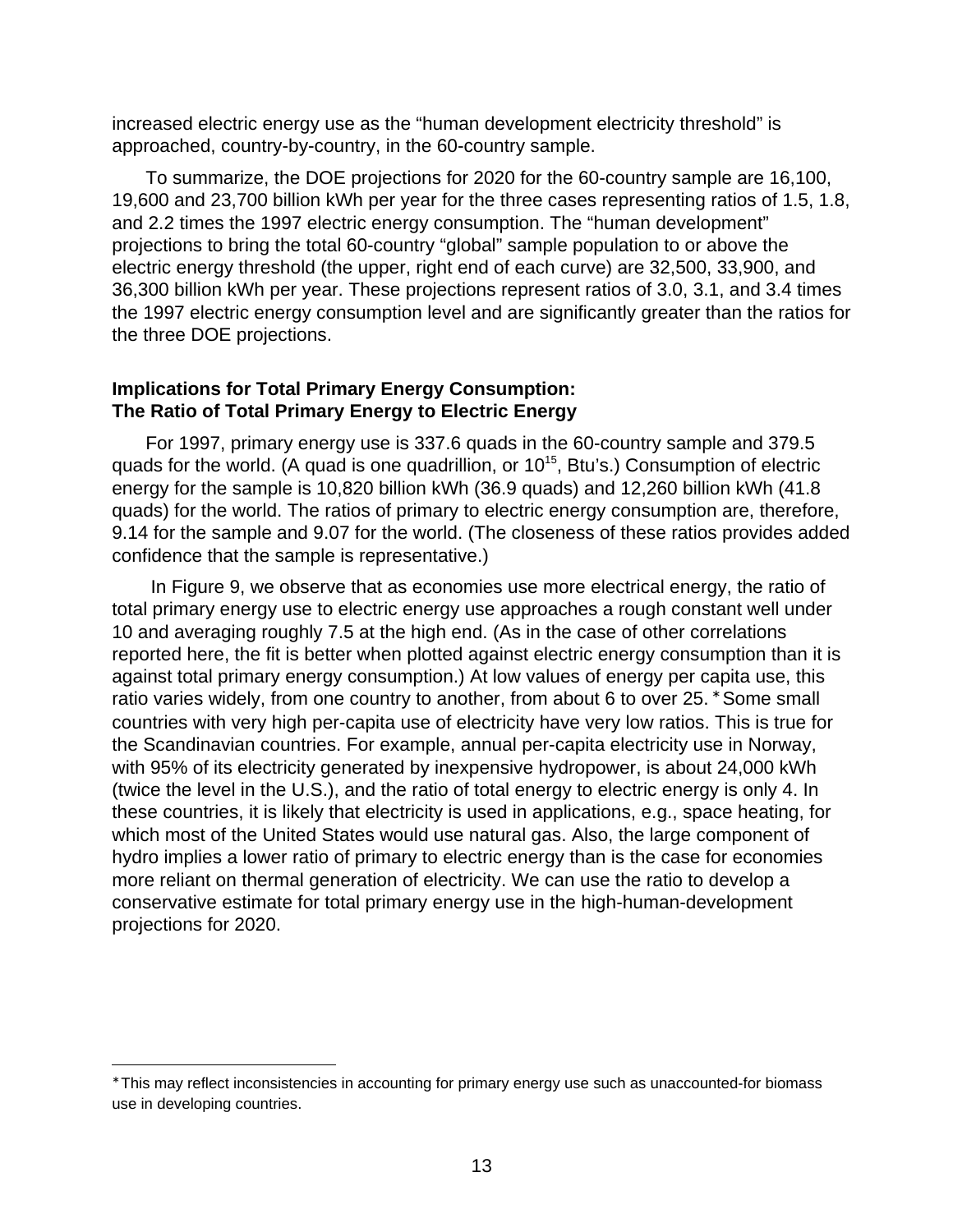increased electric energy use as the "human development electricity threshold" is approached, country-by-country, in the 60-country sample.

To summarize, the DOE projections for 2020 for the 60-country sample are 16,100, 19,600 and 23,700 billion kWh per year for the three cases representing ratios of 1.5, 1.8, and 2.2 times the 1997 electric energy consumption. The "human development" projections to bring the total 60-country "global" sample population to or above the electric energy threshold (the upper, right end of each curve) are 32,500, 33,900, and 36,300 billion kWh per year. These projections represent ratios of 3.0, 3.1, and 3.4 times the 1997 electric energy consumption level and are significantly greater than the ratios for the three DOE projections.

### Implications for Total Primary Energy Consumption: The Ratio of Total Primary Energy to Electric Energy

For 1997, primary energy use is 337.6 quads in the 60-country sample and 379.5 quads for the world. (A quad is one quadrillion, or $10^{15}$, Btu's.) Consumption of electric energy for the sample is 10,820 billion kWh (36.9 quads) and 12,260 billion kWh (41.8 quads) for the world. The ratios of primary to electric energy consumption are, therefore, 9.14 for the sample and 9.07 for the world. (The closeness of these ratios provides added confidence that the sample is representative.)

In Figure 9, we observe that as economies use more electrical energy, the ratio of total primary energy use to electric energy use approaches a rough constant well under 10 and averaging roughly 7.5 at the high end. (As in the case of other correlations reported here, the fit is better when plotted against electric energy consumption than it is against total primary energy consumption.) At low values of energy per capita use, this ratio varies widely, from one country to another, from about 6 to over 25. * Some small countries with very high per-capita use of electricity have very low ratios. This is true for the Scandinavian countries. For example, annual per-capita electricity use in Norway, with 95% of its electricity generated by inexpensive hydropower, is about 24,000 kWh (twice the level in the U.S.), and the ratio of total energy to electric energy is only 4. In these countries, it is likely that electricity is used in applications, e.g., space heating, for which most of the United States would use natural gas. Also, the large component of hydro implies a lower ratio of primary to electric energy than is the case for economies more reliant on thermal generation of electricity. We can use the ratio to develop a conservative estimate for total primary energy use in the high-human-development projections for 2020.

---

* This may reflect inconsistencies in accounting for primary energy use such as unaccounted-for biomass use in developing countries.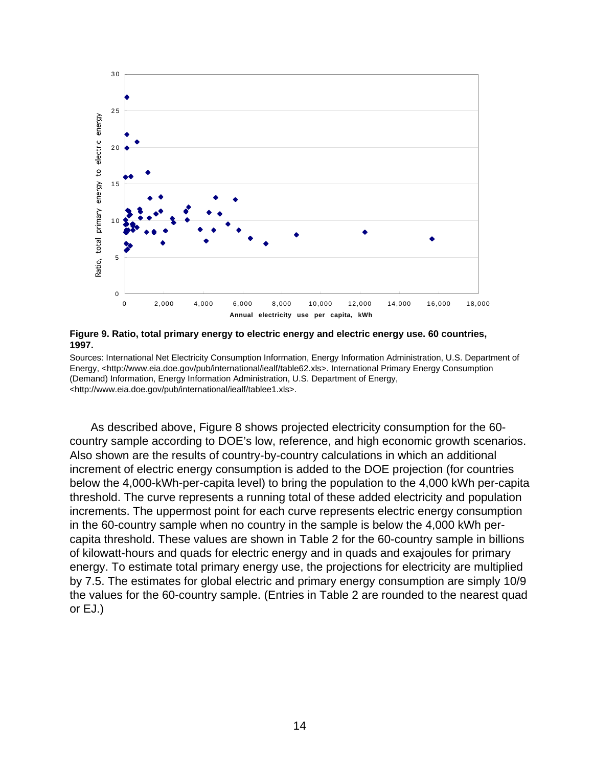**Figure 9. Ratio, total primary energy to electric energy and electric energy use. 60 countries, 1997.**

Sources: International Net Electricity Consumption Information, Energy Information Administration, U.S. Department of Energy, <http://www.eia.doe.gov/pub/international/iealf/table62.xls>. International Primary Energy Consumption (Demand) Information, Energy Information Administration, U.S. Department of Energy, <http://www.eia.doe.gov/pub/international/iealf/tablee1.xls>.

As described above, Figure 8 shows projected electricity consumption for the 60-country sample according to DOE's low, reference, and high economic growth scenarios. Also shown are the results of country-by-country calculations in which an additional increment of electric energy consumption is added to the DOE projection (for countries below the 4,000-kWh-per-capita level) to bring the population to the 4,000 kWh per-capita threshold. The curve represents a running total of these added electricity and population increments. The uppermost point for each curve represents electric energy consumption in the 60-country sample when no country in the sample is below the 4,000 kWh per-capita threshold. These values are shown in Table 2 for the 60-country sample in billions of kilowatt-hours and quads for electric energy and in quads and exajoules for primary energy. To estimate total primary energy use, the projections for electricity are multiplied by 7.5. The estimates for global electric and primary energy consumption are simply 10/9 the values for the 60-country sample. (Entries in Table 2 are rounded to the nearest quad or EJ.)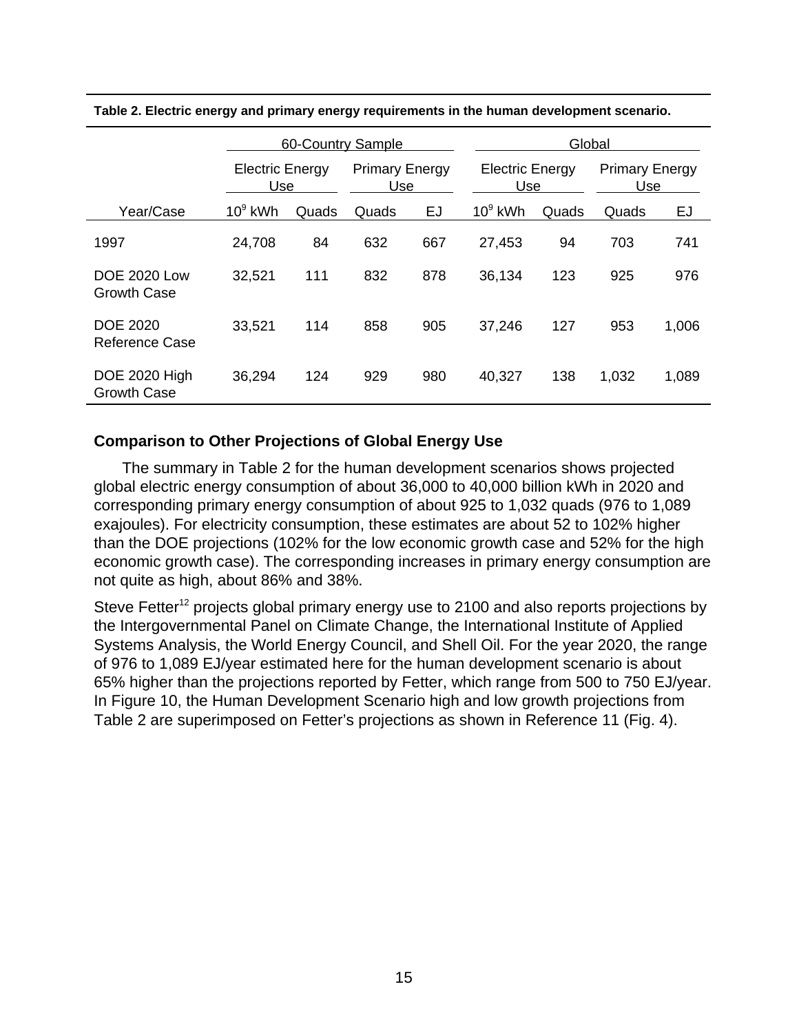**Table 2. Electric energy and primary energy requirements in the human development scenario.**

| | 60-Country Sample | | | | Global | | | |
|---|---|---|---|---|---|---|---|---|
| | Electric Energy Use | | Primary Energy Use | | Electric Energy Use | | Primary Energy Use | |
| Year/Case | $10^9$ kWh | Quads | Quads | EJ | $10^9$ kWh | Quads | Quads | EJ |
| 1997 | 24,708 | 84 | 632 | 667 | 27,453 | 94 | 703 | 741 |
| DOE 2020 Low Growth Case | 32,521 | 111 | 832 | 878 | 36,134 | 123 | 925 | 976 |
| DOE 2020 Reference Case | 33,521 | 114 | 858 | 905 | 37,246 | 127 | 953 | 1,006 |
| DOE 2020 High Growth Case | 36,294 | 124 | 929 | 980 | 40,327 | 138 | 1,032 | 1,089 |

## Comparison to Other Projections of Global Energy Use

The summary in Table 2 for the human development scenarios shows projected global electric energy consumption of about 36,000 to 40,000 billion kWh in 2020 and corresponding primary energy consumption of about 925 to 1,032 quads (976 to 1,089 exajoules). For electricity consumption, these estimates are about 52 to 102% higher than the DOE projections (102% for the low economic growth case and 52% for the high economic growth case). The corresponding increases in primary energy consumption are not quite as high, about 86% and 38%.

Steve Fetter[12] projects global primary energy use to 2100 and also reports projections by the Intergovernmental Panel on Climate Change, the International Institute of Applied Systems Analysis, the World Energy Council, and Shell Oil. For the year 2020, the range of 976 to 1,089 EJ/year estimated here for the human development scenario is about 65% higher than the projections reported by Fetter, which range from 500 to 750 EJ/year. In Figure 10, the Human Development Scenario high and low growth projections from Table 2 are superimposed on Fetter's projections as shown in Reference 11 (Fig. 4).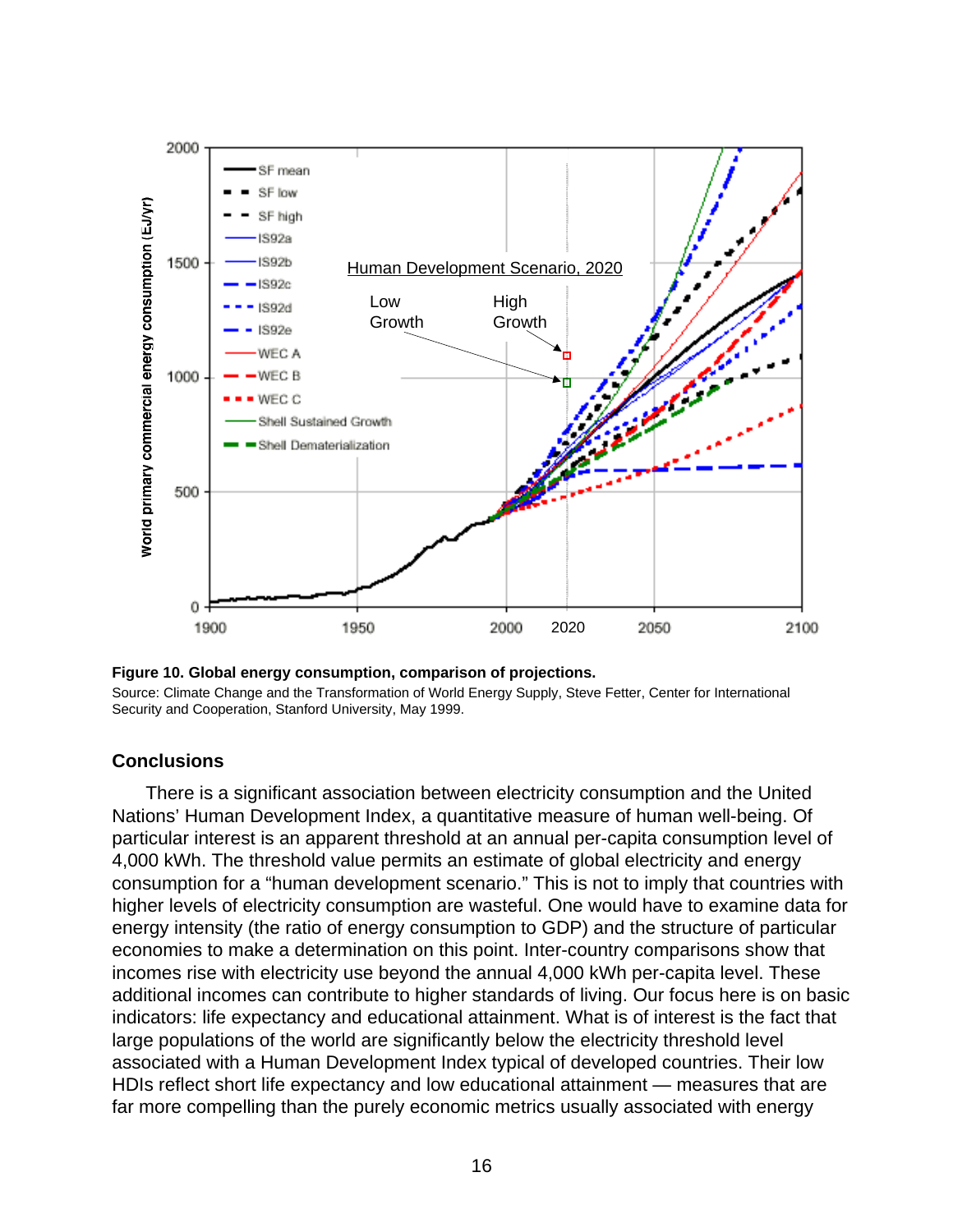**Figure 10. Global energy consumption, comparison of projections.**
Source: Climate Change and the Transformation of World Energy Supply, Steve Fetter, Center for International Security and Cooperation, Stanford University, May 1999.

### Conclusions

There is a significant association between electricity consumption and the United Nations' Human Development Index, a quantitative measure of human well-being. Of particular interest is an apparent threshold at an annual per-capita consumption level of 4,000 kWh. The threshold value permits an estimate of global electricity and energy consumption for a "human development scenario." This is not to imply that countries with higher levels of electricity consumption are wasteful. One would have to examine data for energy intensity (the ratio of energy consumption to GDP) and the structure of particular economies to make a determination on this point. Inter-country comparisons show that incomes rise with electricity use beyond the annual 4,000 kWh per-capita level. These additional incomes can contribute to higher standards of living. Our focus here is on basic indicators: life expectancy and educational attainment. What is of interest is the fact that large populations of the world are significantly below the electricity threshold level associated with a Human Development Index typical of developed countries. Their low HDIs reflect short life expectancy and low educational attainment — measures that are far more compelling than the purely economic metrics usually associated with energy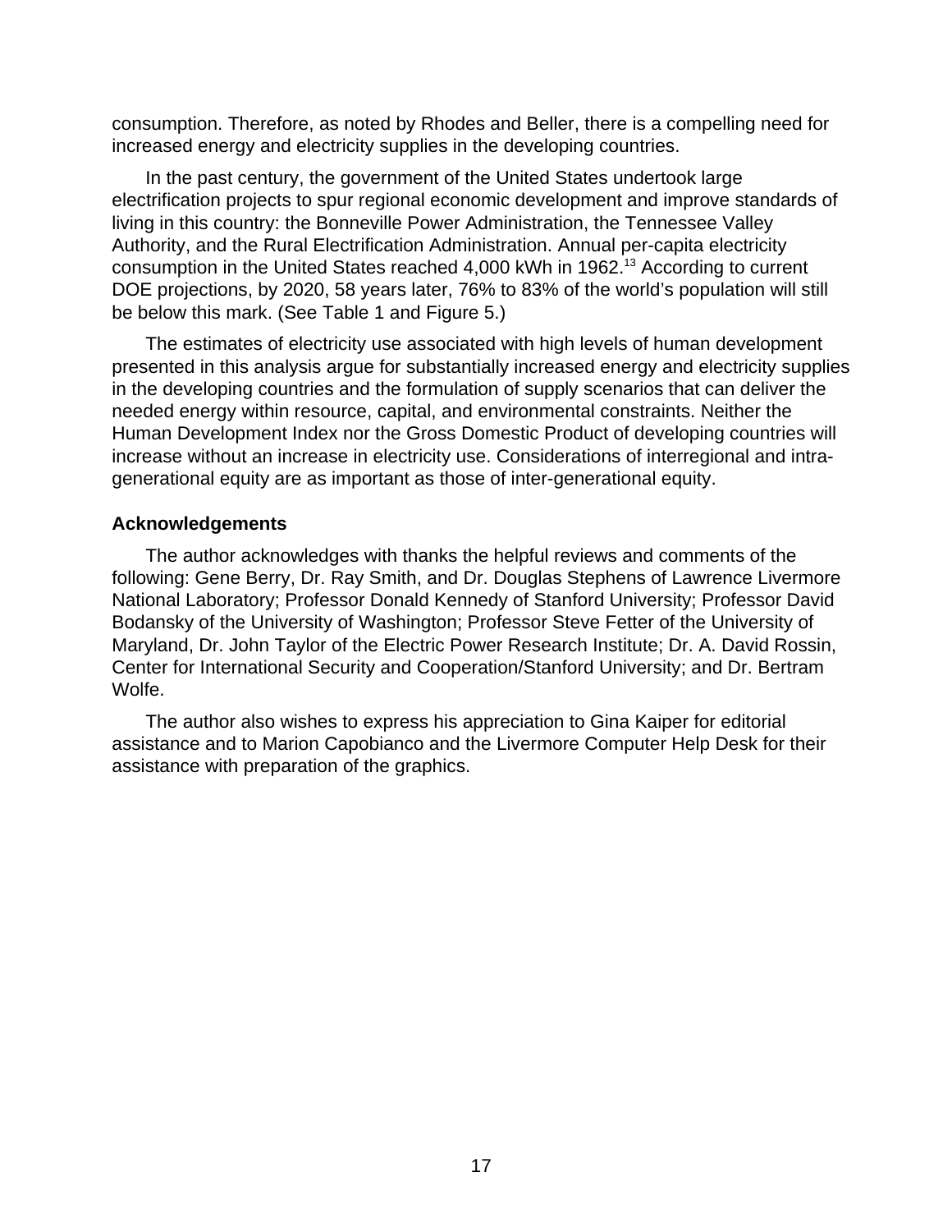consumption. Therefore, as noted by Rhodes and Beller, there is a compelling need for increased energy and electricity supplies in the developing countries.

In the past century, the government of the United States undertook large electrification projects to spur regional economic development and improve standards of living in this country: the Bonneville Power Administration, the Tennessee Valley Authority, and the Rural Electrification Administration. Annual per-capita electricity consumption in the United States reached 4,000 kWh in 1962.[13] According to current DOE projections, by 2020, 58 years later, 76% to 83% of the world's population will still be below this mark. (See Table 1 and Figure 5.)

The estimates of electricity use associated with high levels of human development presented in this analysis argue for substantially increased energy and electricity supplies in the developing countries and the formulation of supply scenarios that can deliver the needed energy within resource, capital, and environmental constraints. Neither the Human Development Index nor the Gross Domestic Product of developing countries will increase without an increase in electricity use. Considerations of interregional and intra-generational equity are as important as those of inter-generational equity.

### Acknowledgements

The author acknowledges with thanks the helpful reviews and comments of the following: Gene Berry, Dr. Ray Smith, and Dr. Douglas Stephens of Lawrence Livermore National Laboratory; Professor Donald Kennedy of Stanford University; Professor David Bodansky of the University of Washington; Professor Steve Fetter of the University of Maryland, Dr. John Taylor of the Electric Power Research Institute; Dr. A. David Rossin, Center for International Security and Cooperation/Stanford University; and Dr. Bertram Wolfe.

The author also wishes to express his appreciation to Gina Kaiper for editorial assistance and to Marion Capobianco and the Livermore Computer Help Desk for their assistance with preparation of the graphics.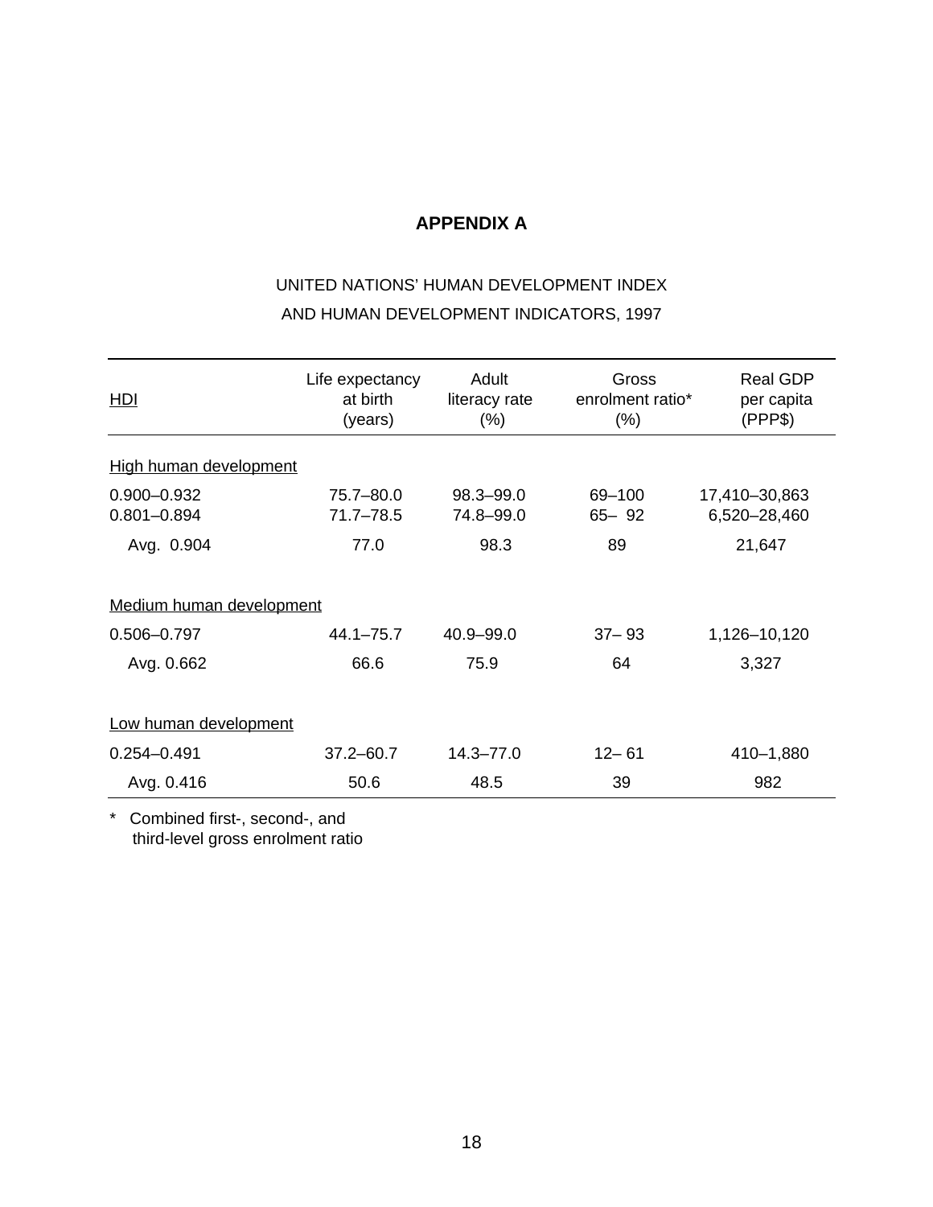# APPENDIX A

UNITED NATIONS' HUMAN DEVELOPMENT INDEX
AND HUMAN DEVELOPMENT INDICATORS, 1997

| HDI | Life expectancy at birth (years) | Adult literacy rate (%) | Gross enrolment ratio* (%) | Real GDP per capita (PPP$) |
|---|---|---|---|---|
| High human development | | | | |
| 0.900–0.932 | 75.7–80.0 | 98.3–99.0 | 69–100 | 17,410–30,863 |
| 0.801–0.894 | 71.7–78.5 | 74.8–99.0 | 65– 92 | 6,520–28,460 |
| Avg. 0.904 | 77.0 | 98.3 | 89 | 21,647 |
| Medium human development | | | | |
| 0.506–0.797 | 44.1–75.7 | 40.9–99.0 | 37– 93 | 1,126–10,120 |
| Avg. 0.662 | 66.6 | 75.9 | 64 | 3,327 |
| Low human development | | | | |
| 0.254–0.491 | 37.2–60.7 | 14.3–77.0 | 12– 61 | 410–1,880 |
| Avg. 0.416 | 50.6 | 48.5 | 39 | 982 |

* Combined first-, second-, and third-level gross enrolment ratio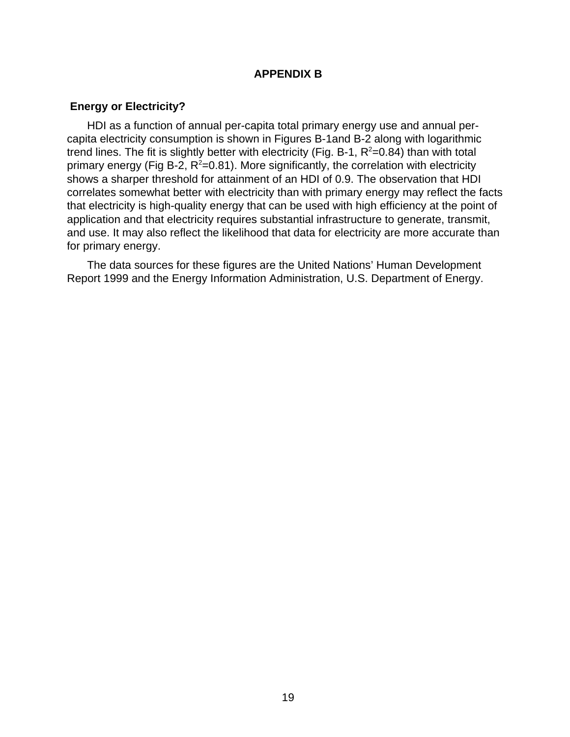# APPENDIX B

## Energy or Electricity?

HDI as a function of annual per-capita total primary energy use and annual per-capita electricity consumption is shown in Figures B-1and B-2 along with logarithmic trend lines. The fit is slightly better with electricity (Fig. B-1, $R^2$=0.84) than with total primary energy (Fig B-2, $R^2$=0.81). More significantly, the correlation with electricity shows a sharper threshold for attainment of an HDI of 0.9. The observation that HDI correlates somewhat better with electricity than with primary energy may reflect the facts that electricity is high-quality energy that can be used with high efficiency at the point of application and that electricity requires substantial infrastructure to generate, transmit, and use. It may also reflect the likelihood that data for electricity are more accurate than for primary energy.

The data sources for these figures are the United Nations' Human Development Report 1999 and the Energy Information Administration, U.S. Department of Energy.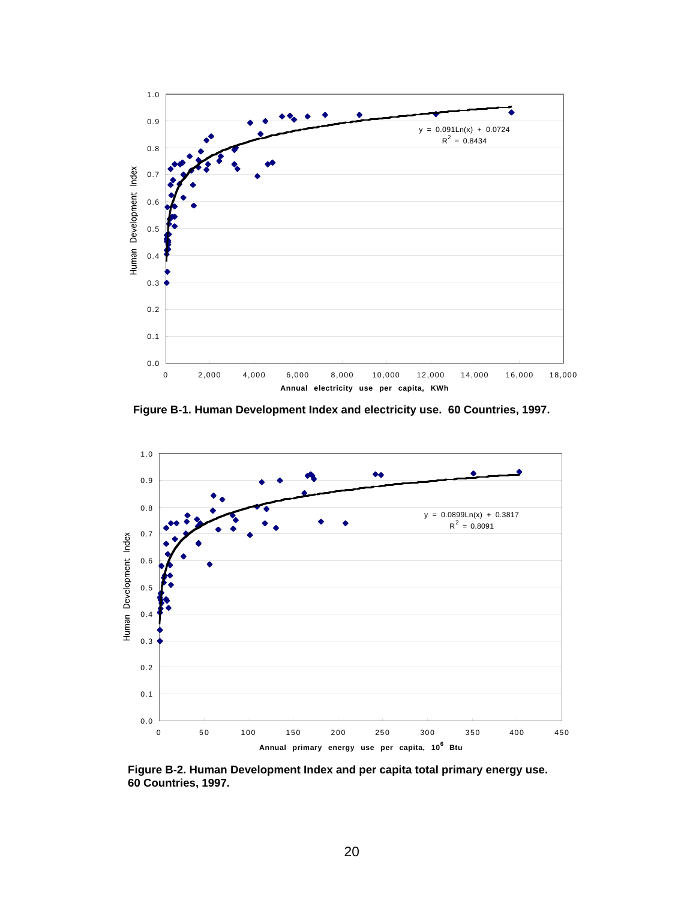Figure B-1. Human Development Index and electricity use. 60 Countries, 1997.

Figure B-2. Human Development Index and per capita total primary energy use. 60 Countries, 1997.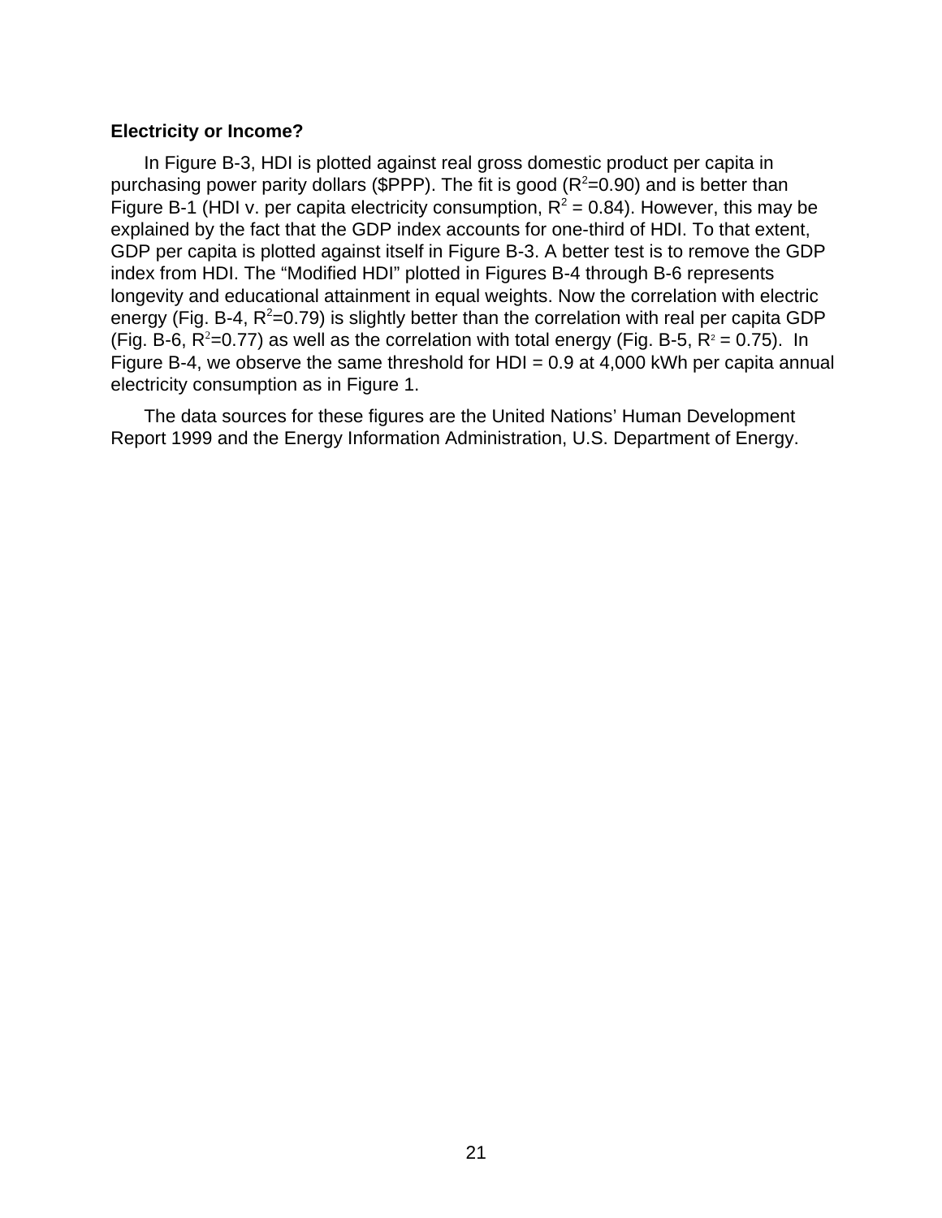**Electricity or Income?**

In Figure B-3, HDI is plotted against real gross domestic product per capita in purchasing power parity dollars ($PPP). The fit is good ($R^2$=0.90) and is better than Figure B-1 (HDI v. per capita electricity consumption, $R^2$ = 0.84). However, this may be explained by the fact that the GDP index accounts for one-third of HDI. To that extent, GDP per capita is plotted against itself in Figure B-3. A better test is to remove the GDP index from HDI. The "Modified HDI" plotted in Figures B-4 through B-6 represents longevity and educational attainment in equal weights. Now the correlation with electric energy (Fig. B-4, $R^2$=0.79) is slightly better than the correlation with real per capita GDP (Fig. B-6, $R^2$=0.77) as well as the correlation with total energy (Fig. B-5, $R^2$ = 0.75). In Figure B-4, we observe the same threshold for HDI = 0.9 at 4,000 kWh per capita annual electricity consumption as in Figure 1.

The data sources for these figures are the United Nations' Human Development Report 1999 and the Energy Information Administration, U.S. Department of Energy.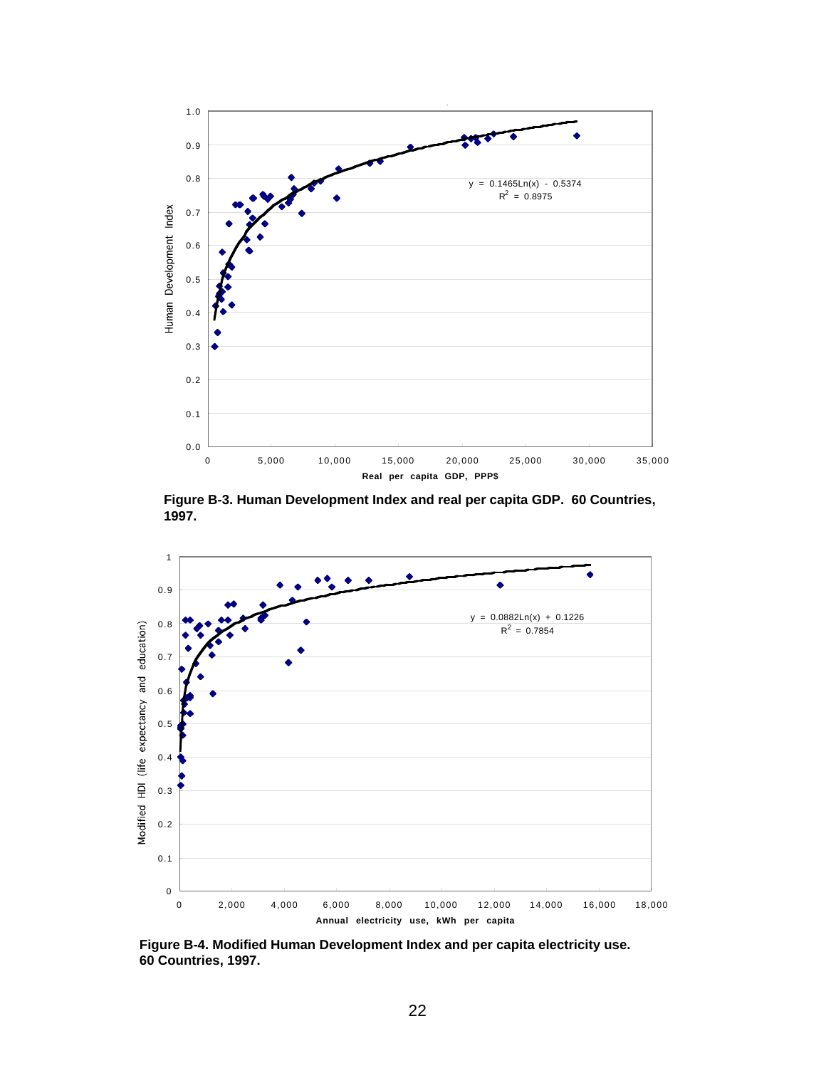**Figure B-3. Human Development Index and real per capita GDP. 60 Countries, 1997.**

**Figure B-4. Modified Human Development Index and per capita electricity use. 60 Countries, 1997.**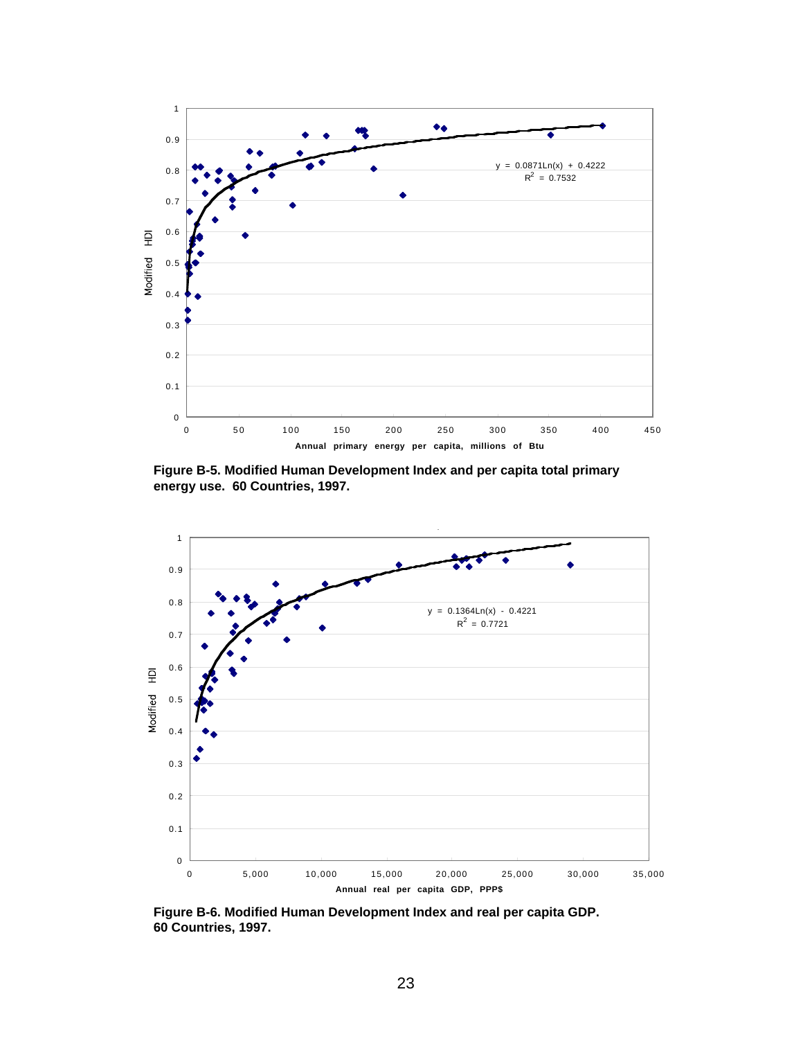Figure B-5. Modified Human Development Index and per capita total primary energy use. 60 Countries, 1997.

Figure B-6. Modified Human Development Index and real per capita GDP. 60 Countries, 1997.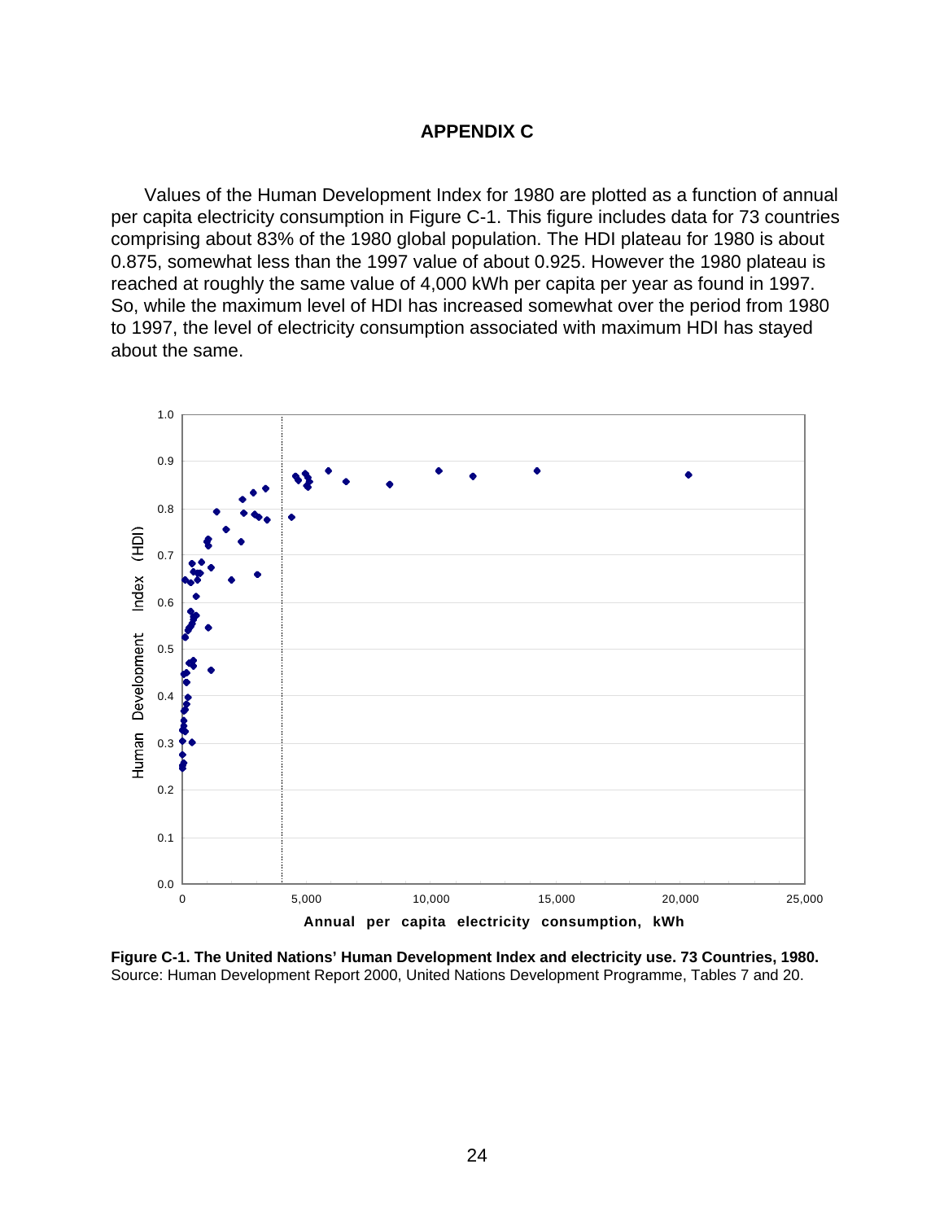# APPENDIX C

Values of the Human Development Index for 1980 are plotted as a function of annual per capita electricity consumption in Figure C-1. This figure includes data for 73 countries comprising about 83% of the 1980 global population. The HDI plateau for 1980 is about 0.875, somewhat less than the 1997 value of about 0.925. However the 1980 plateau is reached at roughly the same value of 4,000 kWh per capita per year as found in 1997. So, while the maximum level of HDI has increased somewhat over the period from 1980 to 1997, the level of electricity consumption associated with maximum HDI has stayed about the same.

**Figure C-1. The United Nations' Human Development Index and electricity use. 73 Countries, 1980.**
Source: Human Development Report 2000, United Nations Development Programme, Tables 7 and 20.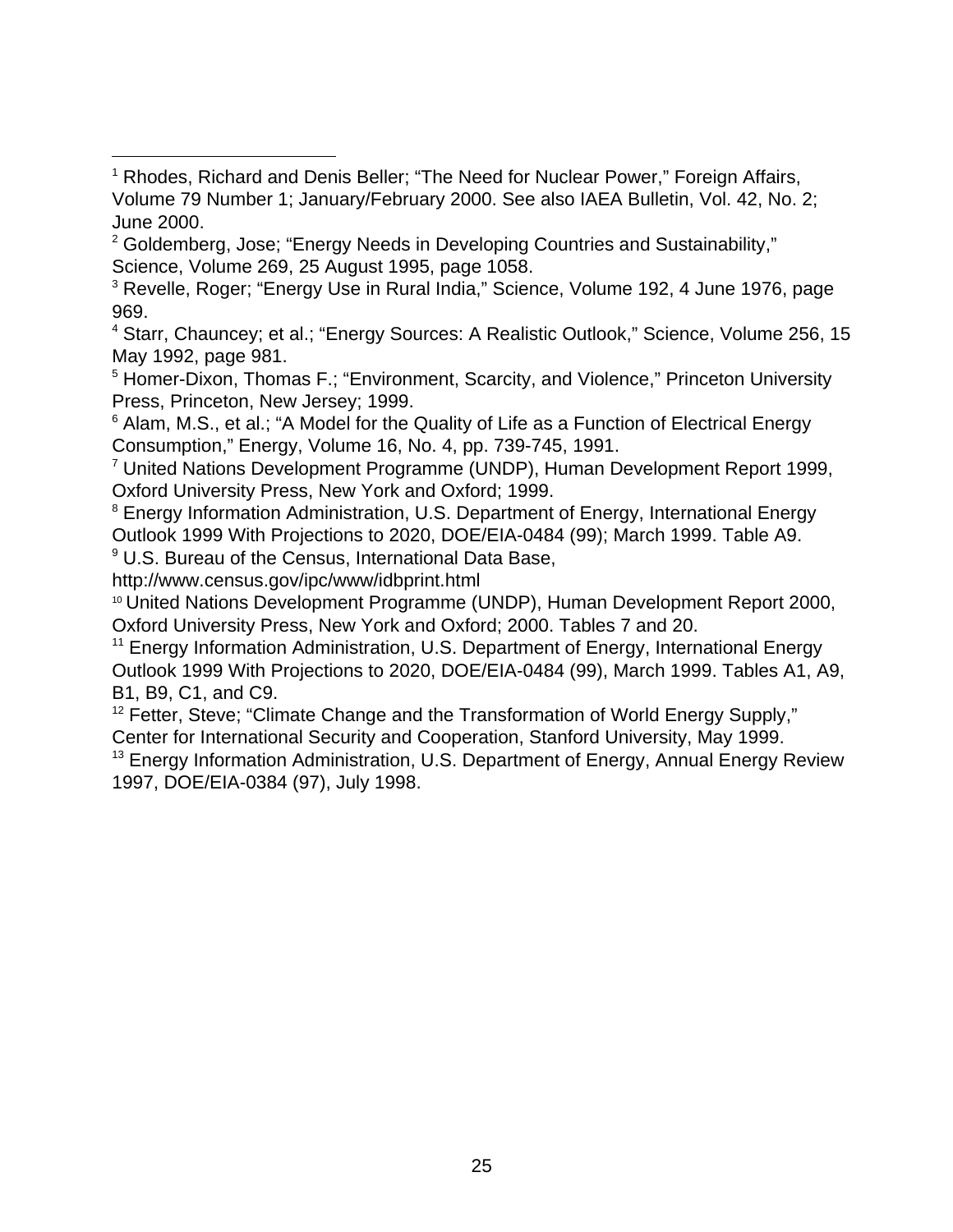[1] Rhodes, Richard and Denis Beller; "The Need for Nuclear Power," Foreign Affairs, Volume 79 Number 1; January/February 2000. See also IAEA Bulletin, Vol. 42, No. 2; June 2000.

[2] Goldemberg, Jose; "Energy Needs in Developing Countries and Sustainability," Science, Volume 269, 25 August 1995, page 1058.

[3] Revelle, Roger; "Energy Use in Rural India," Science, Volume 192, 4 June 1976, page 969.

[4] Starr, Chauncey; et al.; "Energy Sources: A Realistic Outlook," Science, Volume 256, 15 May 1992, page 981.

[5] Homer-Dixon, Thomas F.; "Environment, Scarcity, and Violence," Princeton University Press, Princeton, New Jersey; 1999.

[6] Alam, M.S., et al.; "A Model for the Quality of Life as a Function of Electrical Energy Consumption," Energy, Volume 16, No. 4, pp. 739-745, 1991.

[7] United Nations Development Programme (UNDP), Human Development Report 1999, Oxford University Press, New York and Oxford; 1999.

[8] Energy Information Administration, U.S. Department of Energy, International Energy Outlook 1999 With Projections to 2020, DOE/EIA-0484 (99); March 1999. Table A9.

[9] U.S. Bureau of the Census, International Data Base, http://www.census.gov/ipc/www/idbprint.html

[10] United Nations Development Programme (UNDP), Human Development Report 2000, Oxford University Press, New York and Oxford; 2000. Tables 7 and 20.

[11] Energy Information Administration, U.S. Department of Energy, International Energy Outlook 1999 With Projections to 2020, DOE/EIA-0484 (99), March 1999. Tables A1, A9, B1, B9, C1, and C9.

[12] Fetter, Steve; "Climate Change and the Transformation of World Energy Supply," Center for International Security and Cooperation, Stanford University, May 1999.

[13] Energy Information Administration, U.S. Department of Energy, Annual Energy Review 1997, DOE/EIA-0384 (97), July 1998.